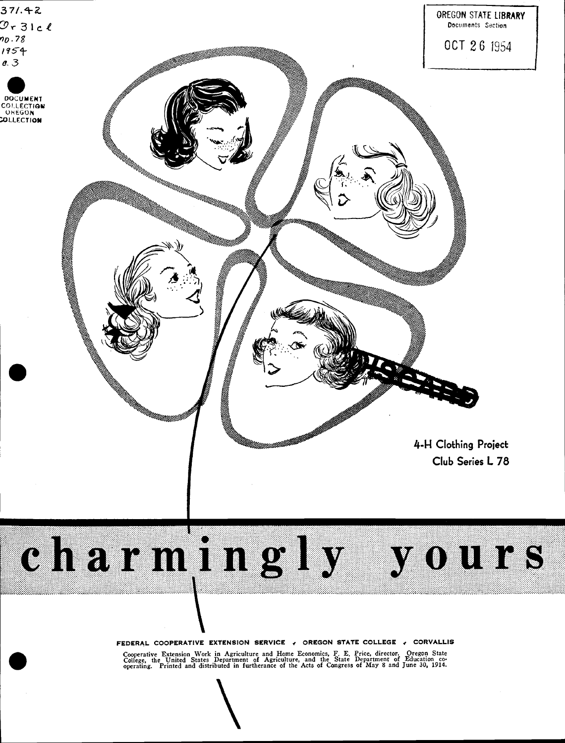371.42
Or 31c l
no.78
1954
c.3

DOCUMENT COLLECTION OREGON COLLECTION

OREGON STATE LIBRARY
Documents Section

OCT 26 1954

4-H Clothing Project
Club Series L 78

# charmingly yours

FEDERAL COOPERATIVE EXTENSION SERVICE ✓ OREGON STATE COLLEGE ✓ CORVALLIS

Cooperative Extension Work in Agriculture and Home Economics, F. E. Price, director. Oregon State College, the United States Department of Agriculture, and the State Department of Education cooperating. Printed and distributed in furtherance of the Acts of Congress of May 8 and June 30, 1914.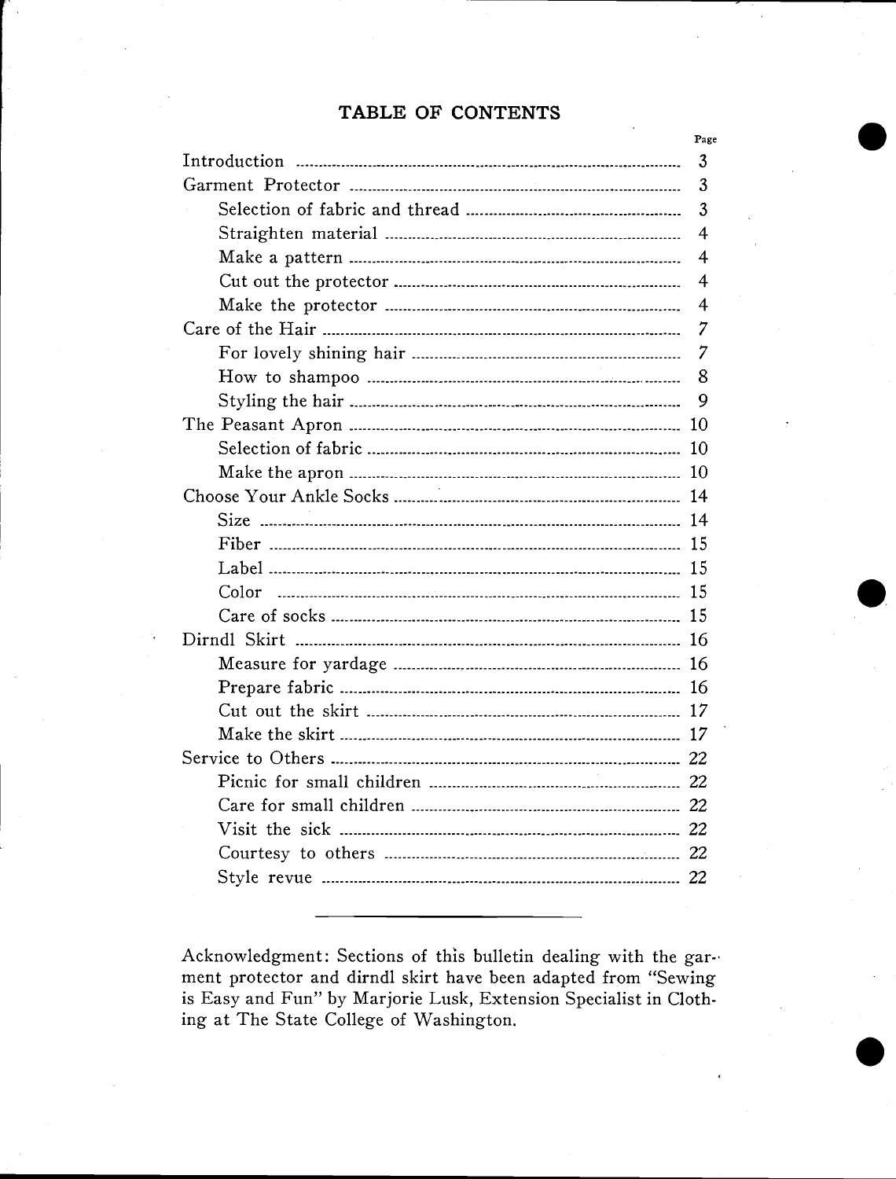## TABLE OF CONTENTS

| | Page |
|---|---|
| Introduction | 3 |
| Garment Protector | 3 |
| Selection of fabric and thread | 3 |
| Straighten material | 4 |
| Make a pattern | 4 |
| Cut out the protector | 4 |
| Make the protector | 4 |
| Care of the Hair | 7 |
| For lovely shining hair | 7 |
| How to shampoo | 8 |
| Styling the hair | 9 |
| The Peasant Apron | 10 |
| Selection of fabric | 10 |
| Make the apron | 10 |
| Choose Your Ankle Socks | 14 |
| Size | 14 |
| Fiber | 15 |
| Label | 15 |
| Color | 15 |
| Care of socks | 15 |
| Dirndl Skirt | 16 |
| Measure for yardage | 16 |
| Prepare fabric | 16 |
| Cut out the skirt | 17 |
| Make the skirt | 17 |
| Service to Others | 22 |
| Picnic for small children | 22 |
| Care for small children | 22 |
| Visit the sick | 22 |
| Courtesy to others | 22 |
| Style revue | 22 |

---

Acknowledgment: Sections of this bulletin dealing with the garment protector and dirndl skirt have been adapted from "Sewing is Easy and Fun" by Marjorie Lusk, Extension Specialist in Clothing at The State College of Washington.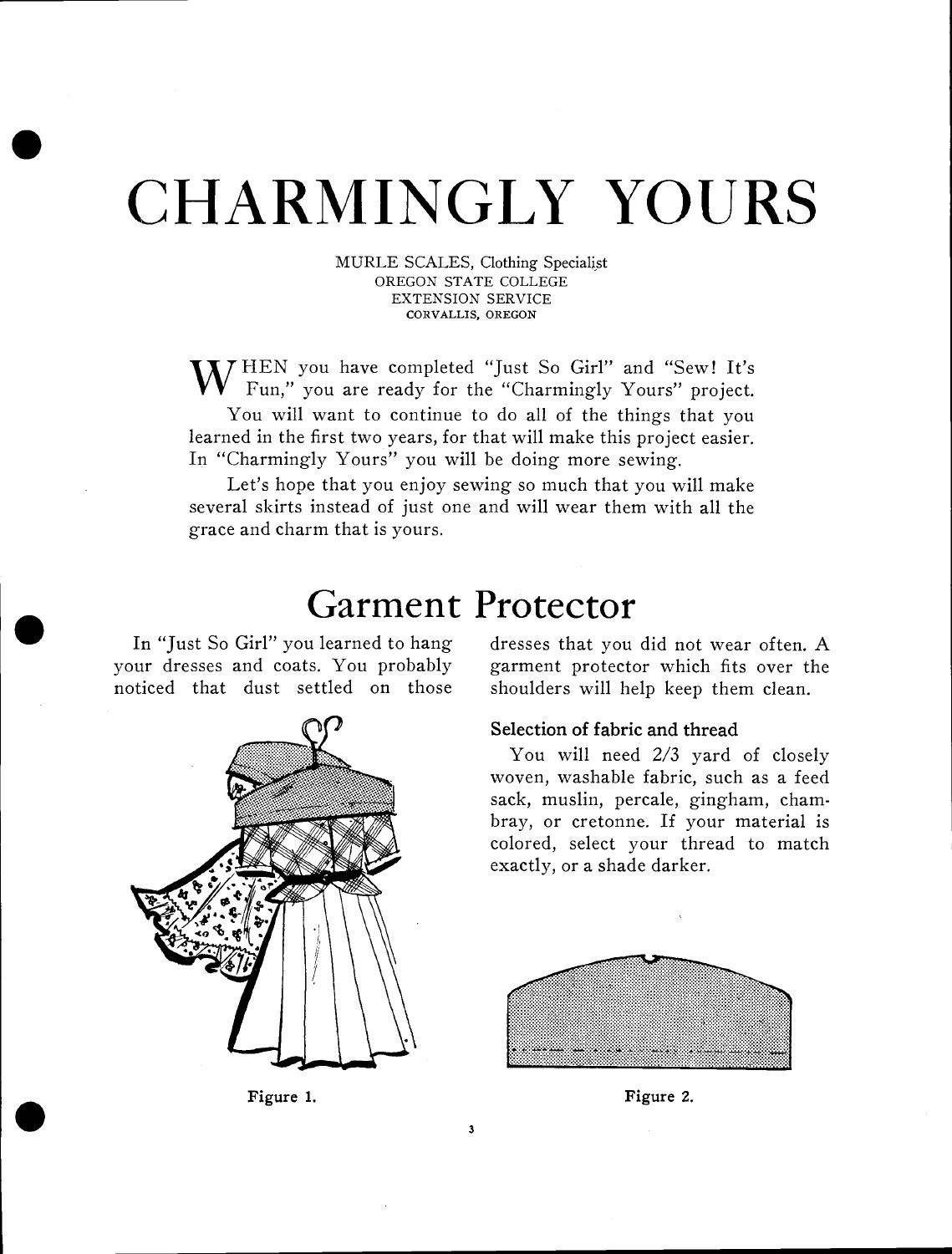# CHARMINGLY YOURS

MURLE SCALES, Clothing Specialist
OREGON STATE COLLEGE
EXTENSION SERVICE
CORVALLIS, OREGON

WHEN you have completed "Just So Girl" and "Sew! It's Fun," you are ready for the "Charmingly Yours" project.

You will want to continue to do all of the things that you learned in the first two years, for that will make this project easier. In "Charmingly Yours" you will be doing more sewing.

Let's hope that you enjoy sewing so much that you will make several skirts instead of just one and will wear them with all the grace and charm that is yours.

## Garment Protector

In "Just So Girl" you learned to hang your dresses and coats. You probably noticed that dust settled on those dresses that you did not wear often. A garment protector which fits over the shoulders will help keep them clean.

Figure 1.

### Selection of fabric and thread

You will need 2/3 yard of closely woven, washable fabric, such as a feed sack, muslin, percale, gingham, chambray, or cretonne. If your material is colored, select your thread to match exactly, or a shade darker.

Figure 2.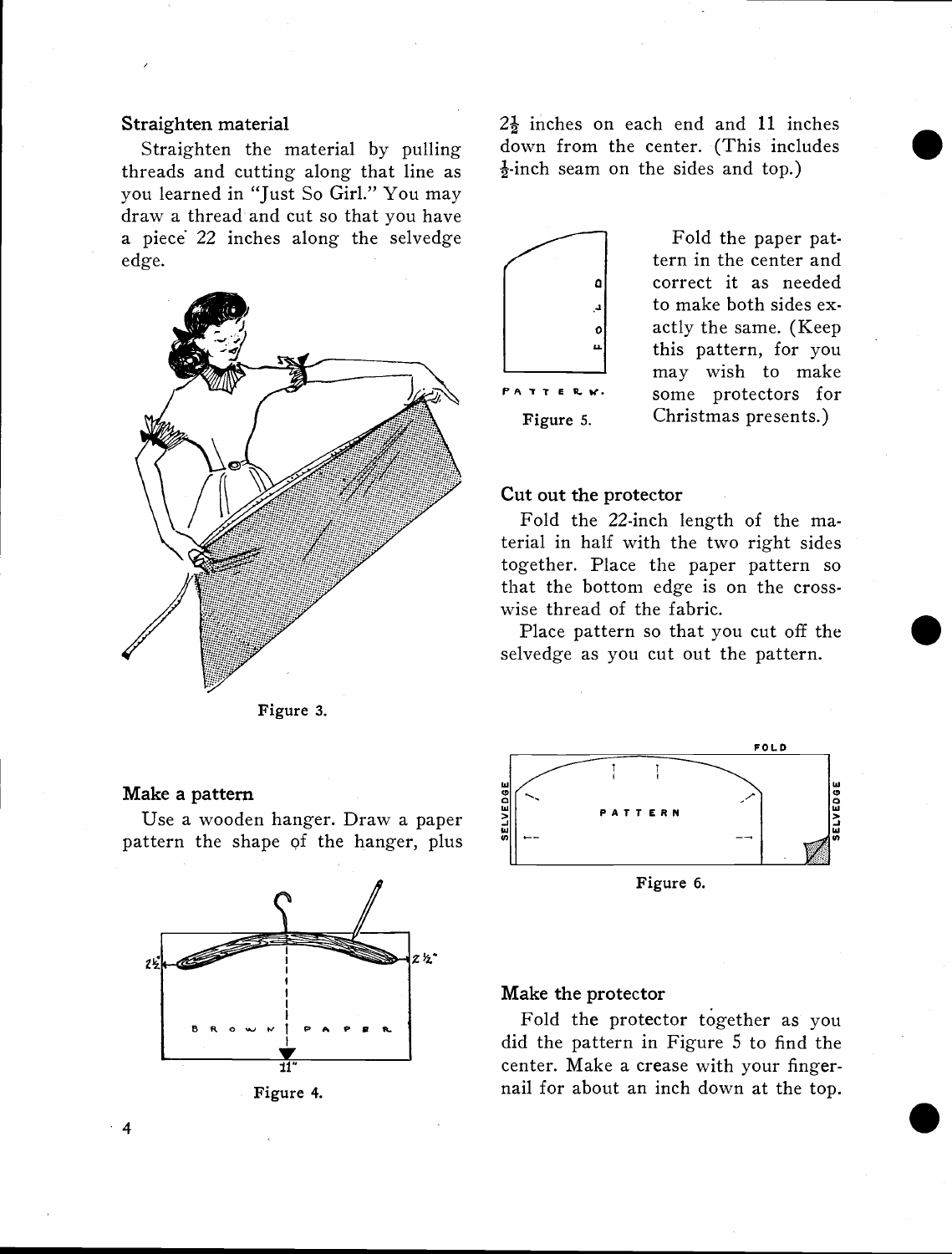### Straighten material

Straighten the material by pulling threads and cutting along that line as you learned in "Just So Girl." You may draw a thread and cut so that you have a piece 22 inches along the selvedge edge.

Figure 3.

### Make a pattern

Use a wooden hanger. Draw a paper pattern the shape of the hanger, plus 2½ inches on each end and 11 inches down from the center. (This includes ½-inch seam on the sides and top.)

Figure 4.

Fold the paper pattern in the center and correct it as needed to make both sides exactly the same. (Keep this pattern, for you may wish to make some protectors for Christmas presents.)

Figure 5.

### Cut out the protector

Fold the 22-inch length of the material in half with the two right sides together. Place the paper pattern so that the bottom edge is on the crosswise thread of the fabric.

Place pattern so that you cut off the selvedge as you cut out the pattern.

Figure 6.

### Make the protector

Fold the protector together as you did the pattern in Figure 5 to find the center. Make a crease with your fingernail for about an inch down at the top.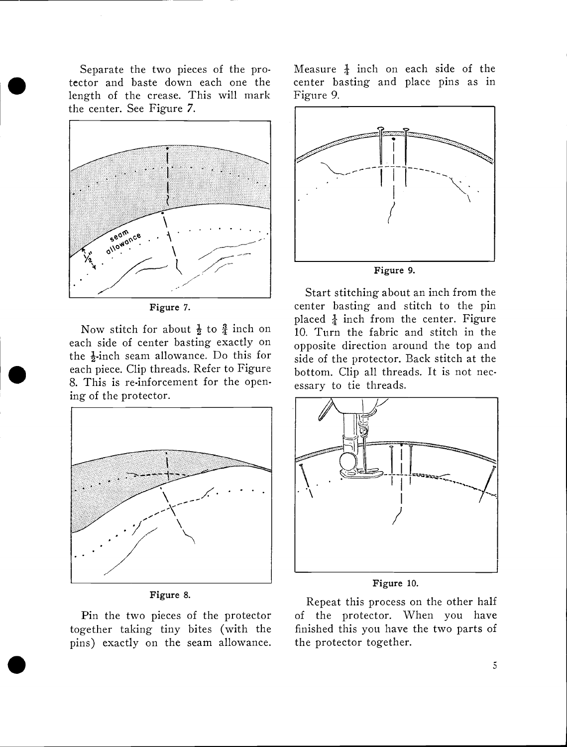Separate the two pieces of the protector and baste down each one the length of the crease. This will mark the center. See Figure 7.

Figure 7.

Now stitch for about $\frac{1}{2}$ to $\frac{3}{4}$ inch on each side of center basting exactly on the $\frac{1}{2}$-inch seam allowance. Do this for each piece. Clip threads. Refer to Figure 8. This is re-inforcement for the opening of the protector.

Figure 8.

Pin the two pieces of the protector together taking tiny bites (with the pins) exactly on the seam allowance. Measure $\frac{1}{4}$ inch on each side of the center basting and place pins as in Figure 9.

Figure 9.

Start stitching about an inch from the center basting and stitch to the pin placed $\frac{1}{4}$ inch from the center. Figure 10. Turn the fabric and stitch in the opposite direction around the top and side of the protector. Back stitch at the bottom. Clip all threads. It is not necessary to tie threads.

Figure 10.

Repeat this process on the other half of the protector. When you have finished this you have the two parts of the protector together.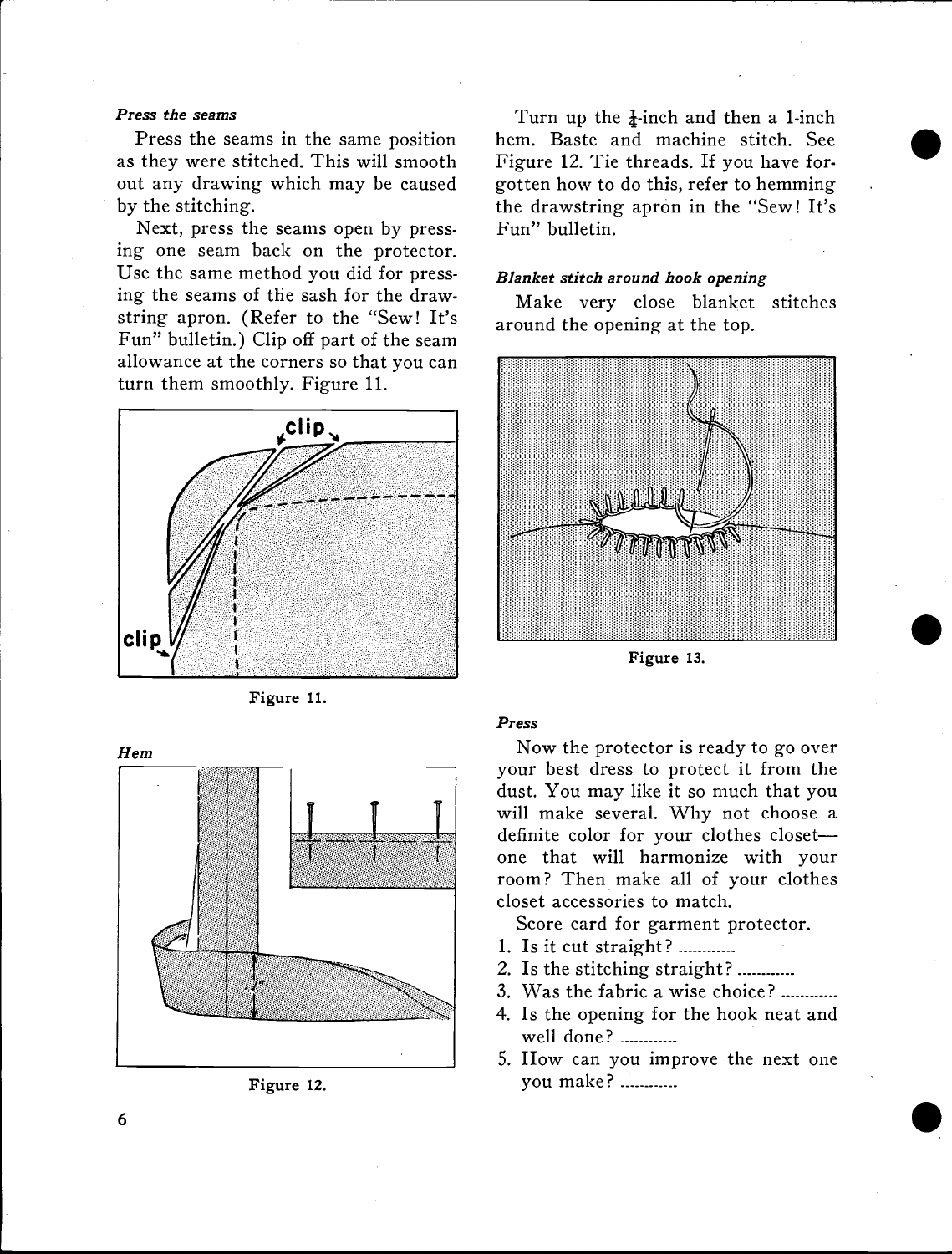*Press the seams*

Press the seams in the same position as they were stitched. This will smooth out any drawing which may be caused by the stitching.

Next, press the seams open by pressing one seam back on the protector. Use the same method you did for pressing the seams of the sash for the drawstring apron. (Refer to the "Sew! It's Fun" bulletin.) Clip off part of the seam allowance at the corners so that you can turn them smoothly. Figure 11.

Figure 11.

*Hem*

Figure 12.

Turn up the ¼-inch and then a 1-inch hem. Baste and machine stitch. See Figure 12. Tie threads. If you have forgotten how to do this, refer to hemming the drawstring apron in the "Sew! It's Fun" bulletin.

*Blanket stitch around hook opening*

Make very close blanket stitches around the opening at the top.

Figure 13.

*Press*

Now the protector is ready to go over your best dress to protect it from the dust. You may like it so much that you will make several. Why not choose a definite color for your clothes closet—one that will harmonize with your room? Then make all of your clothes closet accessories to match.

Score card for garment protector.

1. Is it cut straight? ............
2. Is the stitching straight? ............
3. Was the fabric a wise choice? ............
4. Is the opening for the hook neat and well done? ............
5. How can you improve the next one you make? ............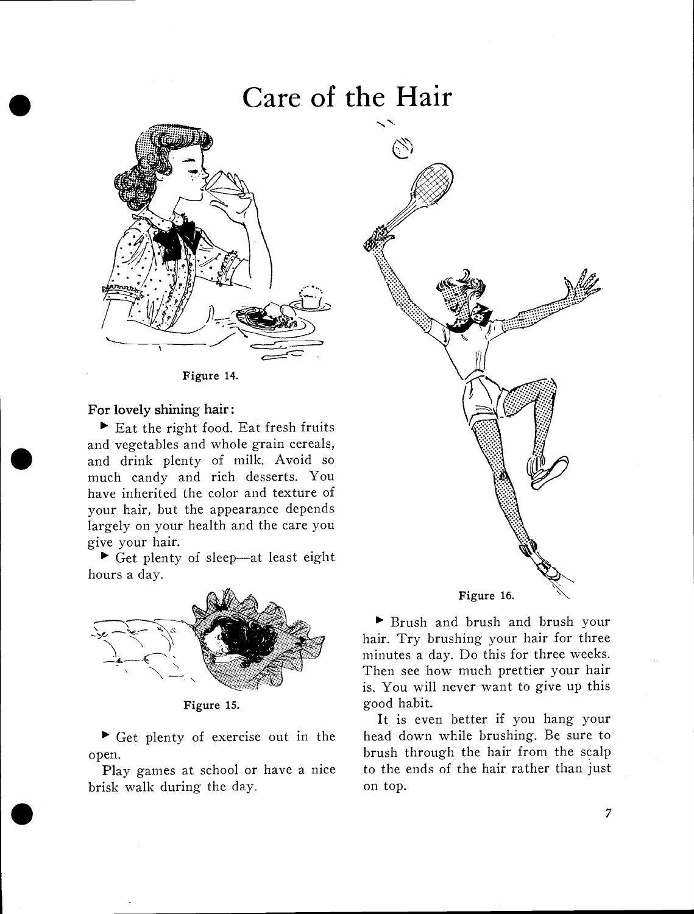# Care of the Hair

Figure 14.

**For lovely shining hair:**

▶ Eat the right food. Eat fresh fruits and vegetables and whole grain cereals, and drink plenty of milk. Avoid so much candy and rich desserts. You have inherited the color and texture of your hair, but the appearance depends largely on your health and the care you give your hair.

▶ Get plenty of sleep—at least eight hours a day.

Figure 15.

▶ Get plenty of exercise out in the open.

Play games at school or have a nice brisk walk during the day.

Figure 16.

▶ Brush and brush and brush your hair. Try brushing your hair for three minutes a day. Do this for three weeks. Then see how much prettier your hair is. You will never want to give up this good habit.

It is even better if you hang your head down while brushing. Be sure to brush through the hair from the scalp to the ends of the hair rather than just on top.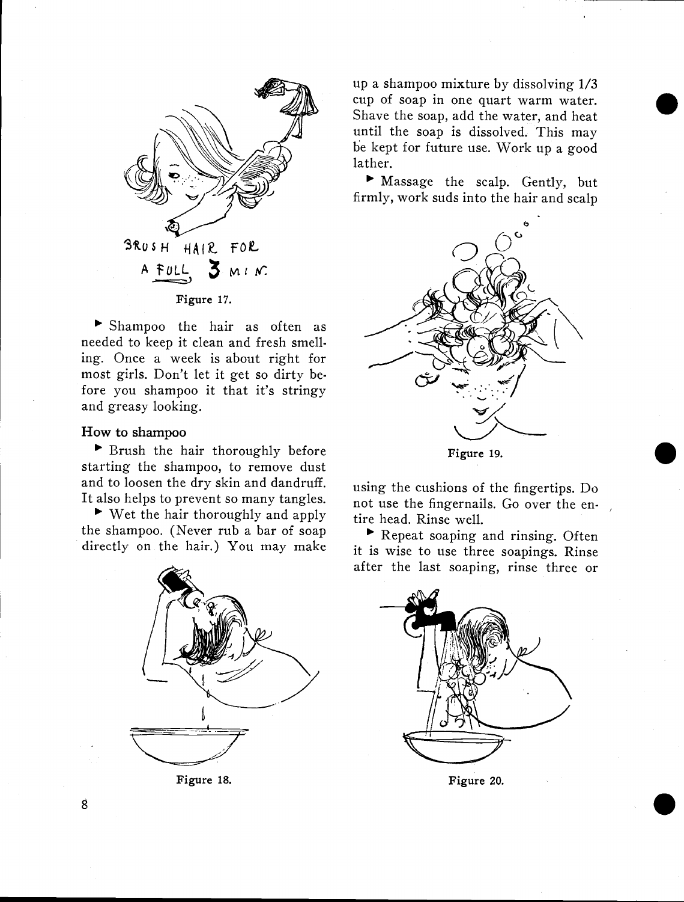BRUSH HAIR FOR A FULL 3 MIN.

Figure 17.

► Shampoo the hair as often as needed to keep it clean and fresh smelling. Once a week is about right for most girls. Don't let it get so dirty before you shampoo it that it's stringy and greasy looking.

### How to shampoo

► Brush the hair thoroughly before starting the shampoo, to remove dust and to loosen the dry skin and dandruff. It also helps to prevent so many tangles.

► Wet the hair thoroughly and apply the shampoo. (Never rub a bar of soap directly on the hair.) You may make up a shampoo mixture by dissolving 1/3 cup of soap in one quart warm water. Shave the soap, add the water, and heat until the soap is dissolved. This may be kept for future use. Work up a good lather.

Figure 18.

► Massage the scalp. Gently, but firmly, work suds into the hair and scalp using the cushions of the fingertips. Do not use the fingernails. Go over the entire head. Rinse well.

Figure 19.

► Repeat soaping and rinsing. Often it is wise to use three soapings. Rinse after the last soaping, rinse three or

Figure 20.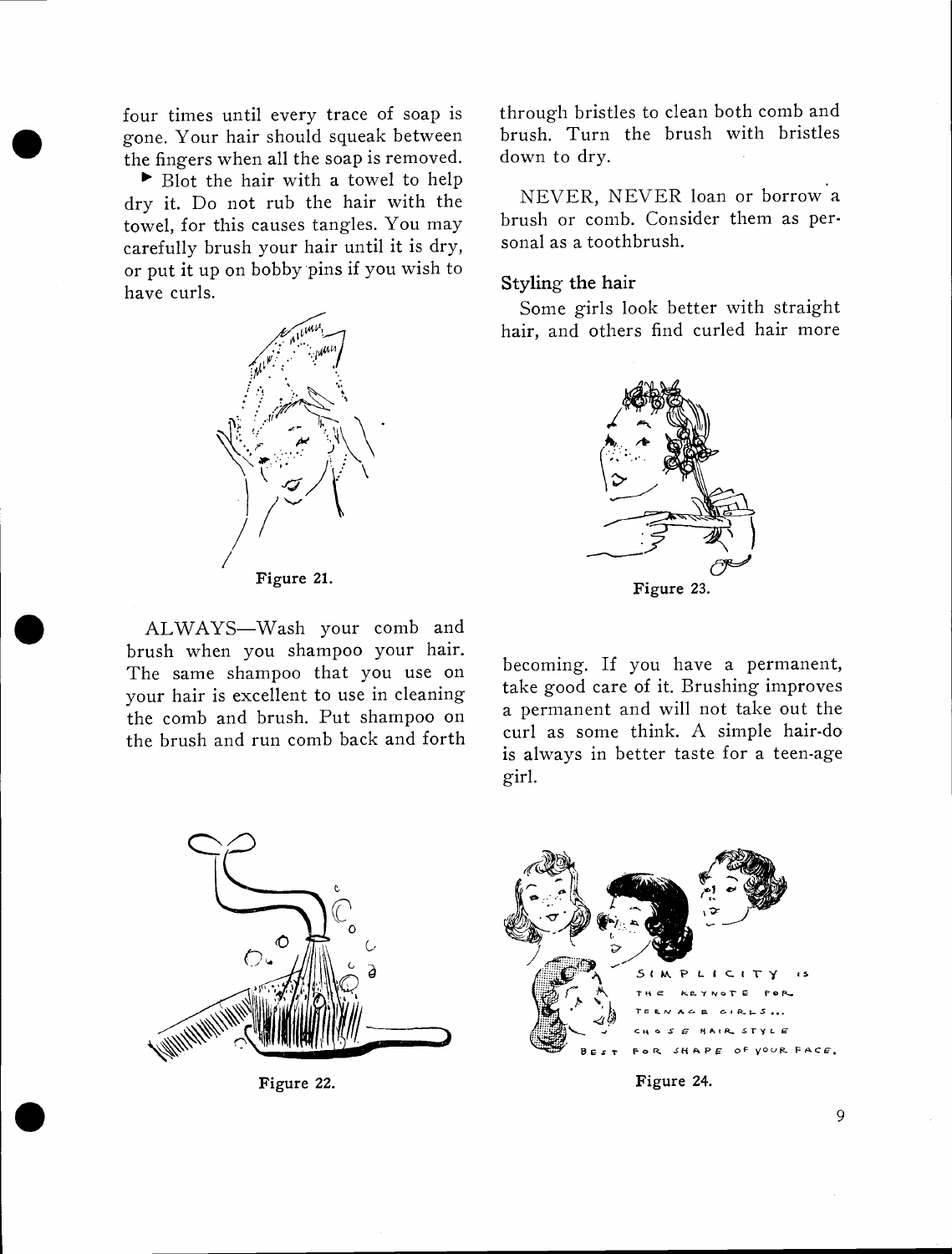four times until every trace of soap is gone. Your hair should squeak between the fingers when all the soap is removed.

▶ Blot the hair with a towel to help dry it. Do not rub the hair with the towel, for this causes tangles. You may carefully brush your hair until it is dry, or put it up on bobby pins if you wish to have curls.

Figure 21.

ALWAYS—Wash your comb and brush when you shampoo your hair. The same shampoo that you use on your hair is excellent to use in cleaning the comb and brush. Put shampoo on the brush and run comb back and forth through bristles to clean both comb and brush. Turn the brush with bristles down to dry.

Figure 22.

NEVER, NEVER loan or borrow a brush or comb. Consider them as personal as a toothbrush.

### Styling the hair

Some girls look better with straight hair, and others find curled hair more becoming. If you have a permanent, take good care of it. Brushing improves a permanent and will not take out the curl as some think. A simple hair-do is always in better taste for a teen-age girl.

Figure 23.

SIMPLICITY IS THE KEYNOTE FOR TEEN AGE GIRLS... CHOSE HAIR STYLE BEST FOR SHAPE OF YOUR FACE.

Figure 24.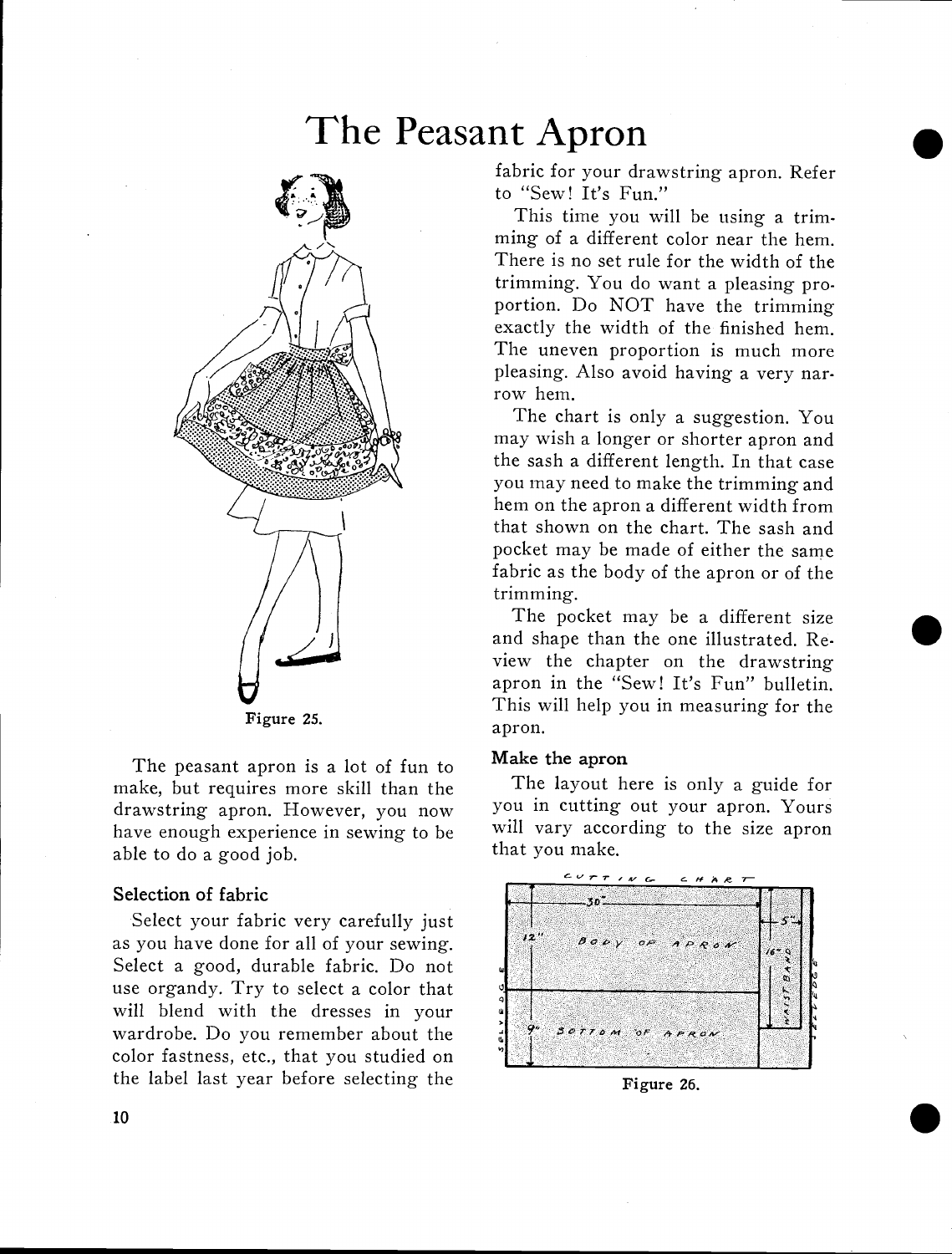# The Peasant Apron

Figure 25.

The peasant apron is a lot of fun to make, but requires more skill than the drawstring apron. However, you now have enough experience in sewing to be able to do a good job.

### Selection of fabric

Select your fabric very carefully just as you have done for all of your sewing. Select a good, durable fabric. Do not use organdy. Try to select a color that will blend with the dresses in your wardrobe. Do you remember about the color fastness, etc., that you studied on the label last year before selecting the fabric for your drawstring apron. Refer to "Sew! It's Fun."

This time you will be using a trimming of a different color near the hem. There is no set rule for the width of the trimming. You do want a pleasing proportion. Do NOT have the trimming exactly the width of the finished hem. The uneven proportion is much more pleasing. Also avoid having a very narrow hem.

The chart is only a suggestion. You may wish a longer or shorter apron and the sash a different length. In that case you may need to make the trimming and hem on the apron a different width from that shown on the chart. The sash and pocket may be made of either the same fabric as the body of the apron or of the trimming.

The pocket may be a different size and shape than the one illustrated. Review the chapter on the drawstring apron in the "Sew! It's Fun" bulletin. This will help you in measuring for the apron.

### Make the apron

The layout here is only a guide for you in cutting out your apron. Yours will vary according to the size apron that you make.

CUTTING CHART

30" | 12" BODY OF APRON | 9" BOTTOM OF APRON | 5" | 16" WAIST BAND | SELVEDGE | SELVEDGE

Figure 26.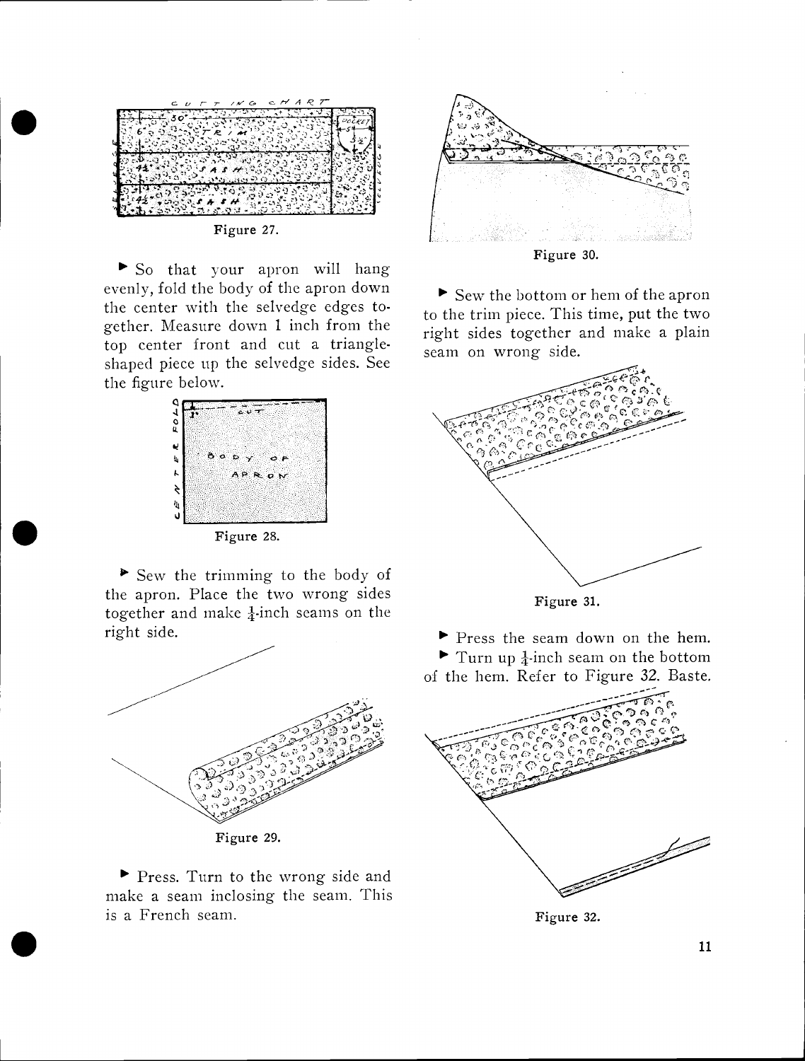Figure 27.

► So that your apron will hang evenly, fold the body of the apron down the center with the selvedge edges together. Measure down 1 inch from the top center front and cut a triangle-shaped piece up the selvedge sides. See the figure below.

Figure 28.

► Sew the trimming to the body of the apron. Place the two wrong sides together and make ¼-inch seams on the right side.

Figure 29.

► Press. Turn to the wrong side and make a seam inclosing the seam. This is a French seam.

Figure 30.

► Sew the bottom or hem of the apron to the trim piece. This time, put the two right sides together and make a plain seam on wrong side.

Figure 31.

► Press the seam down on the hem.

► Turn up ¼-inch seam on the bottom of the hem. Refer to Figure 32. Baste.

Figure 32.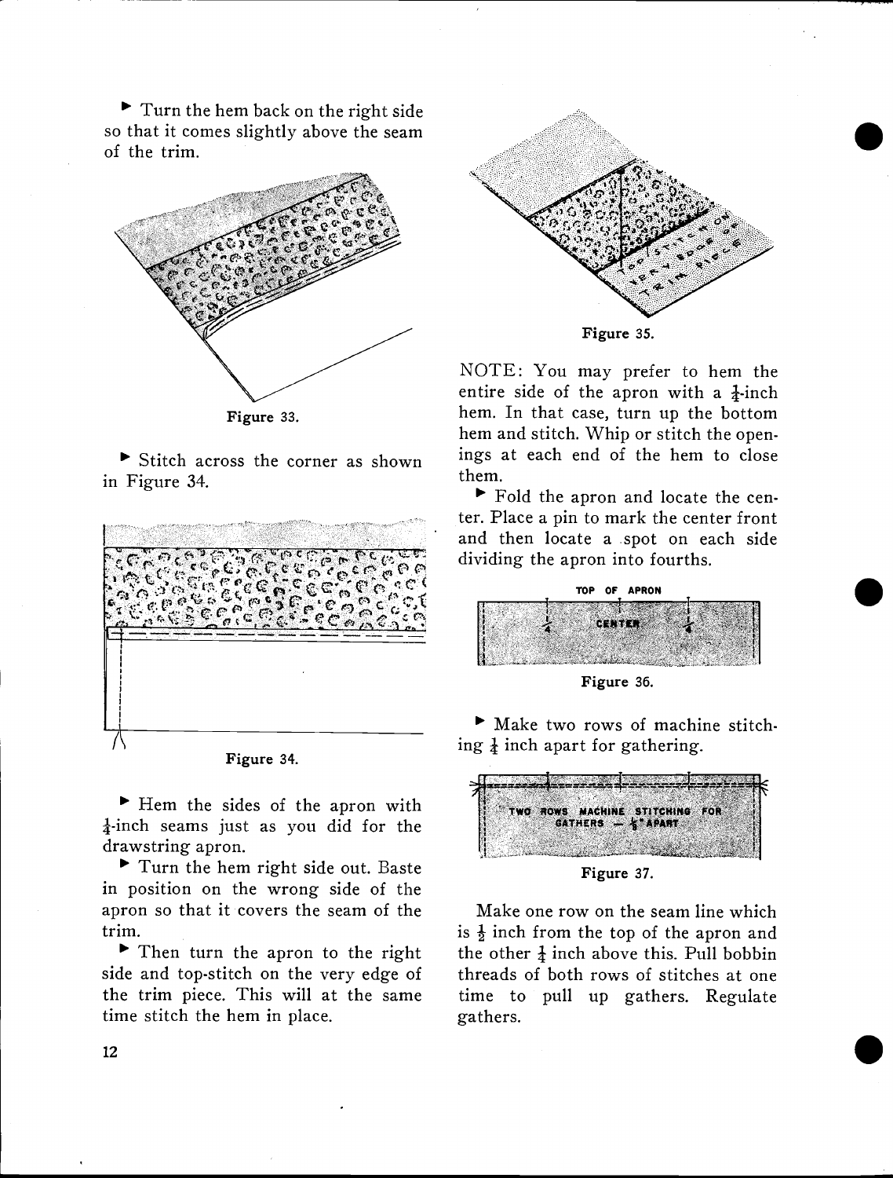▶ Turn the hem back on the right side so that it comes slightly above the seam of the trim.

Figure 33.

▶ Stitch across the corner as shown in Figure 34.

Figure 34.

▶ Hem the sides of the apron with $\frac{1}{4}$-inch seams just as you did for the drawstring apron.

▶ Turn the hem right side out. Baste in position on the wrong side of the apron so that it covers the seam of the trim.

▶ Then turn the apron to the right side and top-stitch on the very edge of the trim piece. This will at the same time stitch the hem in place.

Figure 35.

NOTE: You may prefer to hem the entire side of the apron with a $\frac{1}{4}$-inch hem. In that case, turn up the bottom hem and stitch. Whip or stitch the openings at each end of the hem to close them.

▶ Fold the apron and locate the center. Place a pin to mark the center front and then locate a spot on each side dividing the apron into fourths.

Figure 36.

▶ Make two rows of machine stitching $\frac{1}{4}$ inch apart for gathering.

Figure 37.

Make one row on the seam line which is $\frac{1}{2}$ inch from the top of the apron and the other $\frac{1}{4}$ inch above this. Pull bobbin threads of both rows of stitches at one time to pull up gathers. Regulate gathers.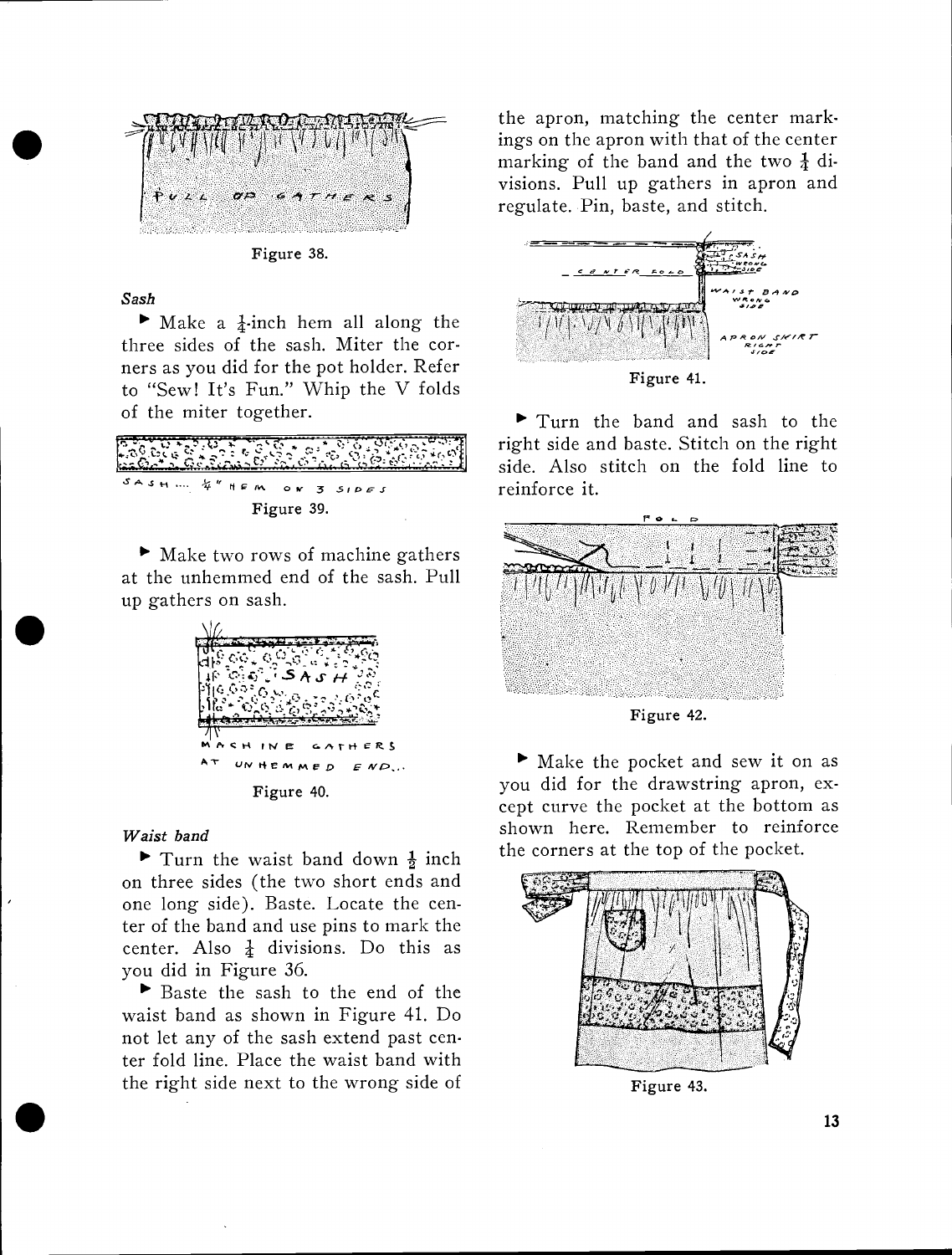Figure 38.

*Sash*

▶ Make a ¼-inch hem all along the three sides of the sash. Miter the corners as you did for the pot holder. Refer to "Sew! It's Fun." Whip the V folds of the miter together.

Figure 39.

▶ Make two rows of machine gathers at the unhemmed end of the sash. Pull up gathers on sash.

Figure 40.

*Waist band*

▶ Turn the waist band down ½ inch on three sides (the two short ends and one long side). Baste. Locate the center of the band and use pins to mark the center. Also ¼ divisions. Do this as you did in Figure 36.

▶ Baste the sash to the end of the waist band as shown in Figure 41. Do not let any of the sash extend past center fold line. Place the waist band with the right side next to the wrong side of the apron, matching the center markings on the apron with that of the center marking of the band and the two ¼ divisions. Pull up gathers in apron and regulate. Pin, baste, and stitch.

Figure 41.

▶ Turn the band and sash to the right side and baste. Stitch on the right side. Also stitch on the fold line to reinforce it.

Figure 42.

▶ Make the pocket and sew it on as you did for the drawstring apron, except curve the pocket at the bottom as shown here. Remember to reinforce the corners at the top of the pocket.

Figure 43.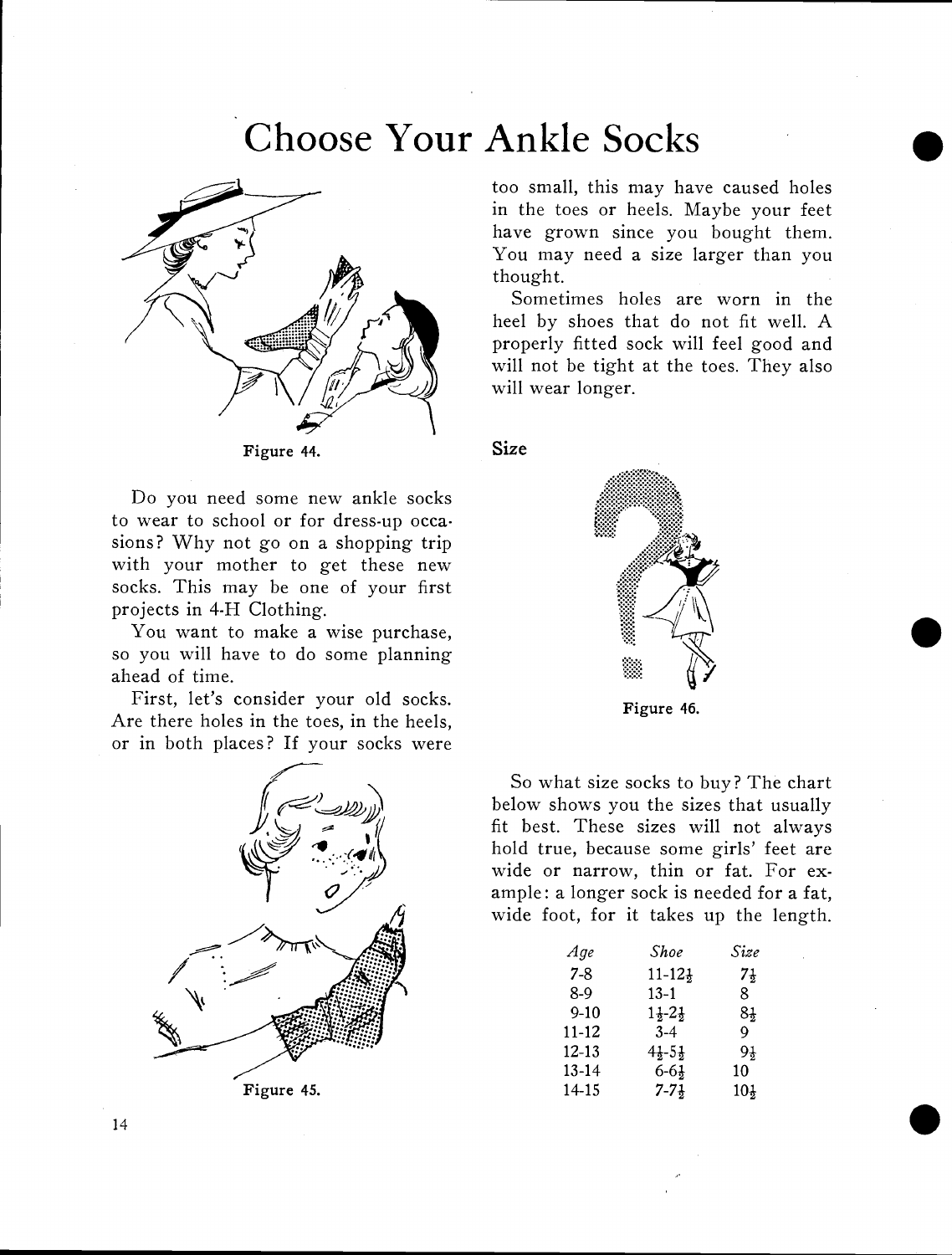# Choose Your Ankle Socks

Figure 44.

Do you need some new ankle socks to wear to school or for dress-up occasions? Why not go on a shopping trip with your mother to get these new socks. This may be one of your first projects in 4-H Clothing.

You want to make a wise purchase, so you will have to do some planning ahead of time.

First, let's consider your old socks. Are there holes in the toes, in the heels, or in both places? If your socks were too small, this may have caused holes in the toes or heels. Maybe your feet have grown since you bought them. You may need a size larger than you thought.

Figure 45.

Sometimes holes are worn in the heel by shoes that do not fit well. A properly fitted sock will feel good and will not be tight at the toes. They also will wear longer.

## Size

Figure 46.

So what size socks to buy? The chart below shows you the sizes that usually fit best. These sizes will not always hold true, because some girls' feet are wide or narrow, thin or fat. For example: a longer sock is needed for a fat, wide foot, for it takes up the length.

| *Age* | *Shoe* | *Size* |
|---|---|---|
| 7-8 | 11-12½ | 7½ |
| 8-9 | 13-1 | 8 |
| 9-10 | 1½-2½ | 8½ |
| 11-12 | 3-4 | 9 |
| 12-13 | 4½-5½ | 9½ |
| 13-14 | 6-6½ | 10 |
| 14-15 | 7-7½ | 10½ |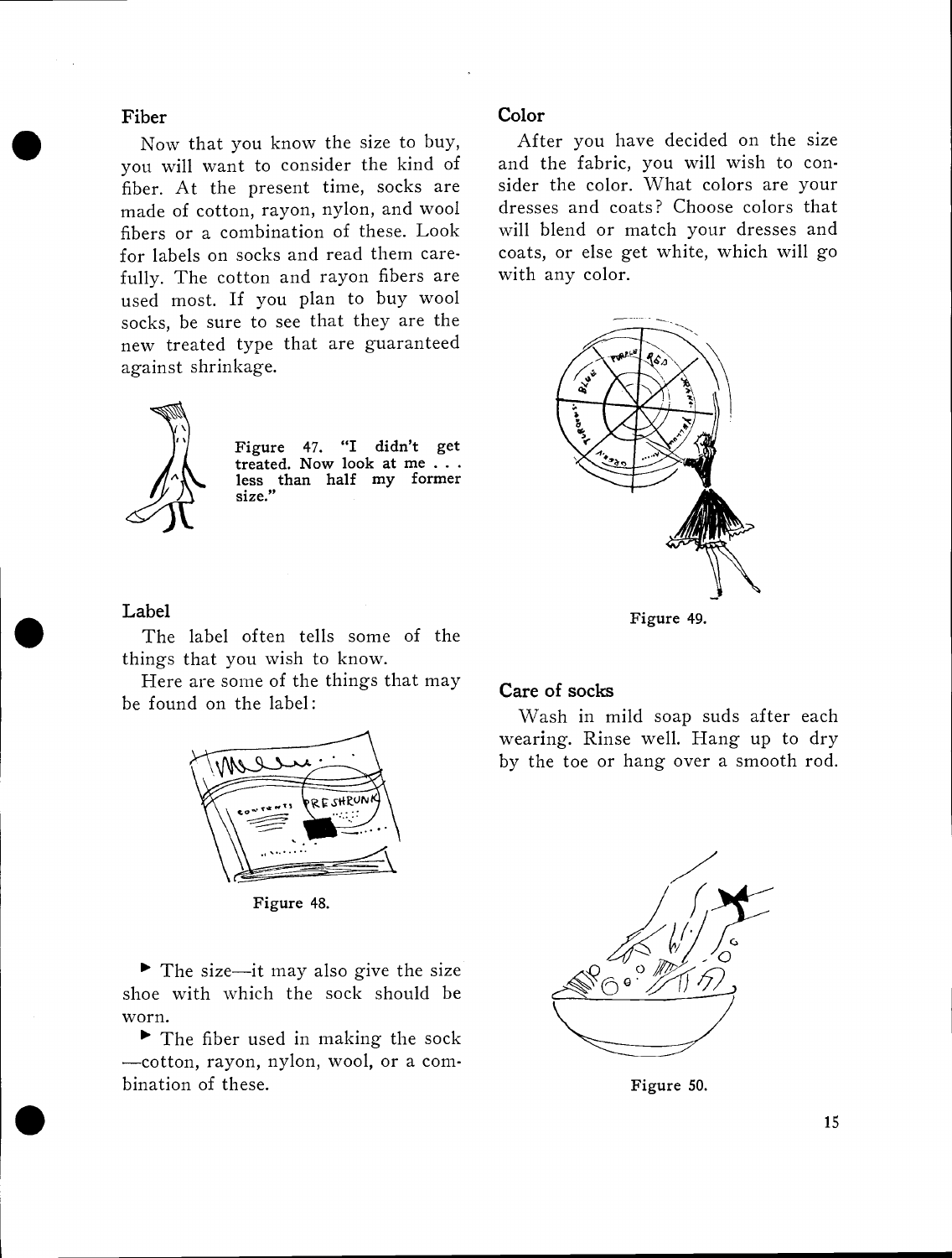### Fiber

Now that you know the size to buy, you will want to consider the kind of fiber. At the present time, socks are made of cotton, rayon, nylon, and wool fibers or a combination of these. Look for labels on socks and read them carefully. The cotton and rayon fibers are used most. If you plan to buy wool socks, be sure to see that they are the new treated type that are guaranteed against shrinkage.

Figure 47. "I didn't get treated. Now look at me . . . less than half my former size."

### Label

The label often tells some of the things that you wish to know.

Here are some of the things that may be found on the label:

Figure 48.

- The size—it may also give the size shoe with which the sock should be worn.
- The fiber used in making the sock—cotton, rayon, nylon, wool, or a combination of these.

### Color

After you have decided on the size and the fabric, you will wish to consider the color. What colors are your dresses and coats? Choose colors that will blend or match your dresses and coats, or else get white, which will go with any color.

Figure 49.

### Care of socks

Wash in mild soap suds after each wearing. Rinse well. Hang up to dry by the toe or hang over a smooth rod.

Figure 50.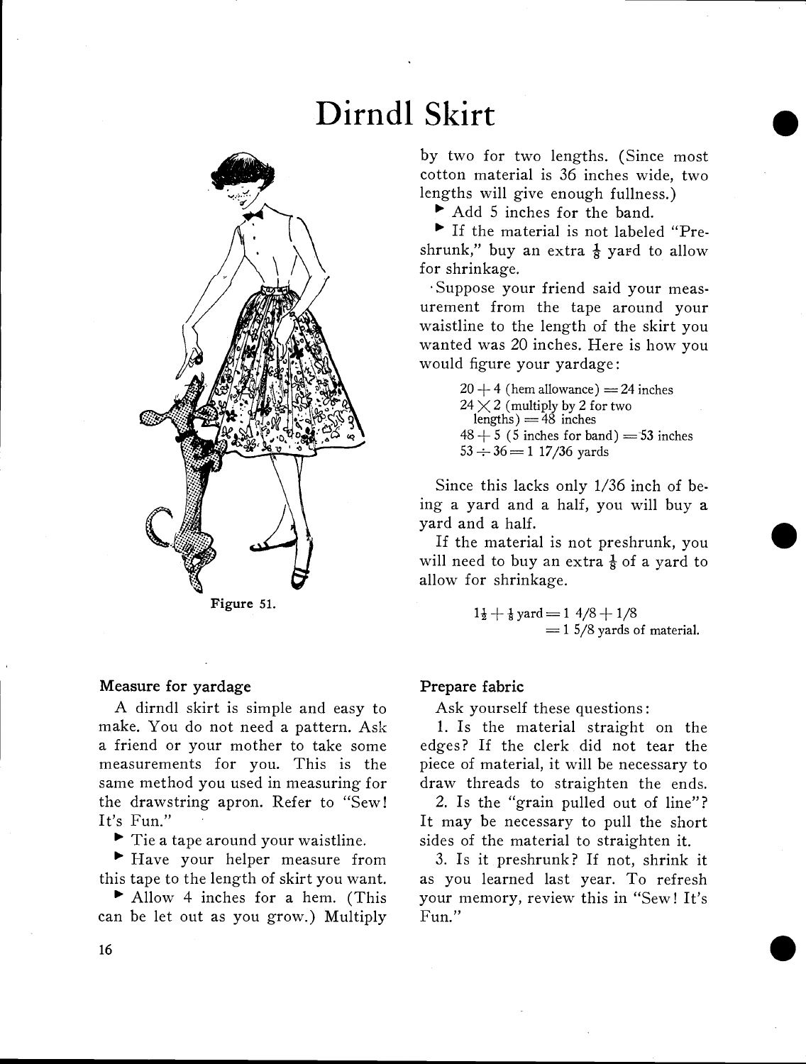# Dirndl Skirt

Figure 51.

### Measure for yardage

A dirndl skirt is simple and easy to make. You do not need a pattern. Ask a friend or your mother to take some measurements for you. This is the same method you used in measuring for the drawstring apron. Refer to "Sew! It's Fun."

- ▶ Tie a tape around your waistline.
- ▶ Have your helper measure from this tape to the length of skirt you want.
- ▶ Allow 4 inches for a hem. (This can be let out as you grow.) Multiply by two for two lengths. (Since most cotton material is 36 inches wide, two lengths will give enough fullness.)
- ▶ Add 5 inches for the band.
- ▶ If the material is not labeled "Preshrunk," buy an extra $\frac{1}{8}$ yard to allow for shrinkage.

Suppose your friend said your measurement from the tape around your waistline to the length of the skirt you wanted was 20 inches. Here is how you would figure your yardage:

$20 + 4$ (hem allowance) $= 24$ inches
$24 \times 2$ (multiply by 2 for two lengths) $= 48$ inches
$48 + 5$ (5 inches for band) $= 53$ inches
$53 \div 36 = 1\ 17/36$ yards

Since this lacks only 1/36 inch of being a yard and a half, you will buy a yard and a half.

If the material is not preshrunk, you will need to buy an extra $\frac{1}{8}$ of a yard to allow for shrinkage.

$$1\tfrac{1}{2} + \tfrac{1}{8}\text{ yard} = 1\ 4/8 + 1/8$$
$$= 1\ 5/8 \text{ yards of material.}$$

### Prepare fabric

Ask yourself these questions:

1. Is the material straight on the edges? If the clerk did not tear the piece of material, it will be necessary to draw threads to straighten the ends.
2. Is the "grain pulled out of line"? It may be necessary to pull the short sides of the material to straighten it.
3. Is it preshrunk? If not, shrink it as you learned last year. To refresh your memory, review this in "Sew! It's Fun."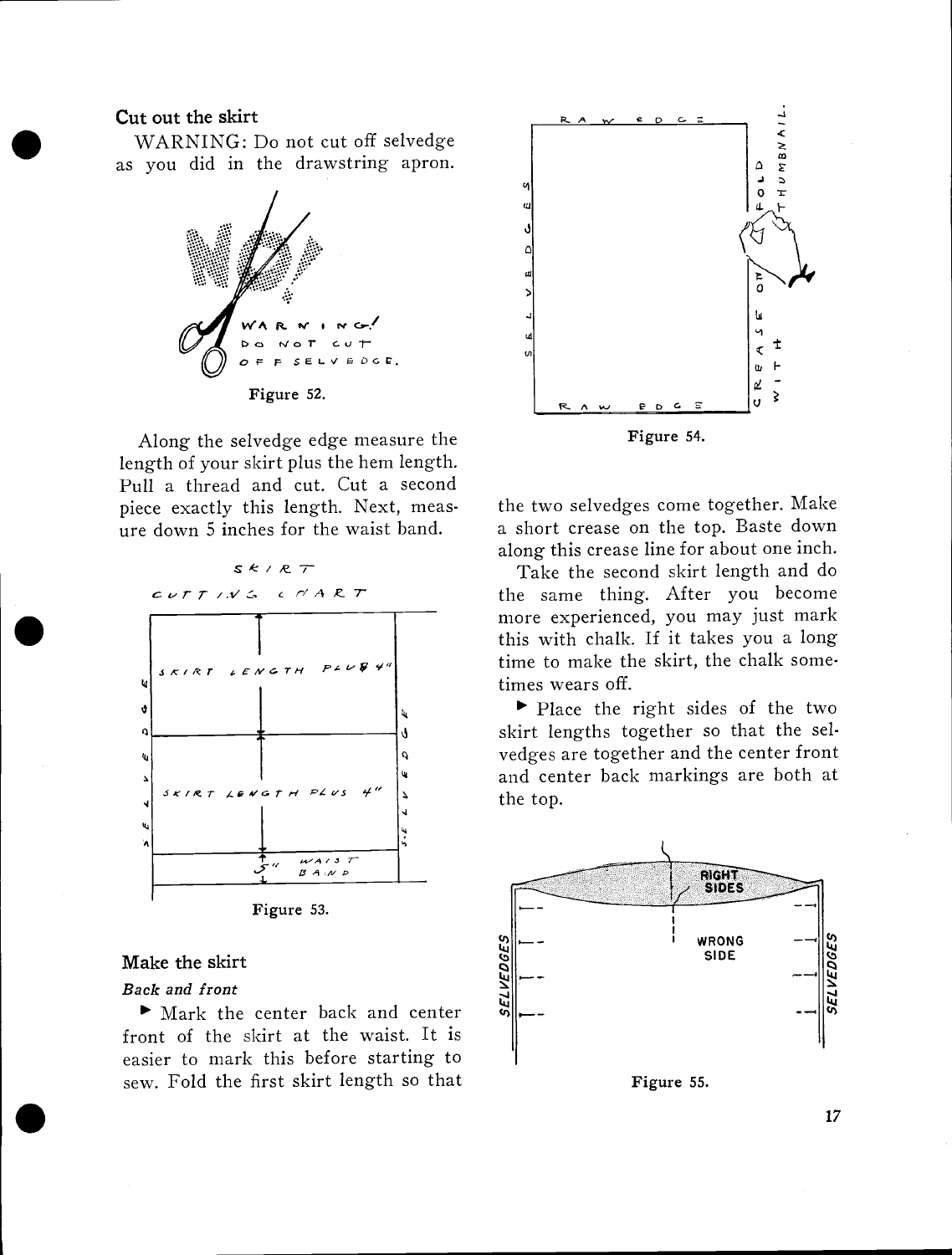## Cut out the skirt

WARNING: Do not cut off selvedge as you did in the drawstring apron.

Figure 52.

Along the selvedge edge measure the length of your skirt plus the hem length. Pull a thread and cut. Cut a second piece exactly this length. Next, measure down 5 inches for the waist band.

Figure 53.

## Make the skirt

### *Back and front*

▶ Mark the center back and center front of the skirt at the waist. It is easier to mark this before starting to sew. Fold the first skirt length so that the two selvedges come together. Make a short crease on the top. Baste down along this crease line for about one inch.

Figure 54.

Take the second skirt length and do the same thing. After you become more experienced, you may just mark this with chalk. If it takes you a long time to make the skirt, the chalk sometimes wears off.

▶ Place the right sides of the two skirt lengths together so that the selvedges are together and the center front and center back markings are both at the top.

Figure 55.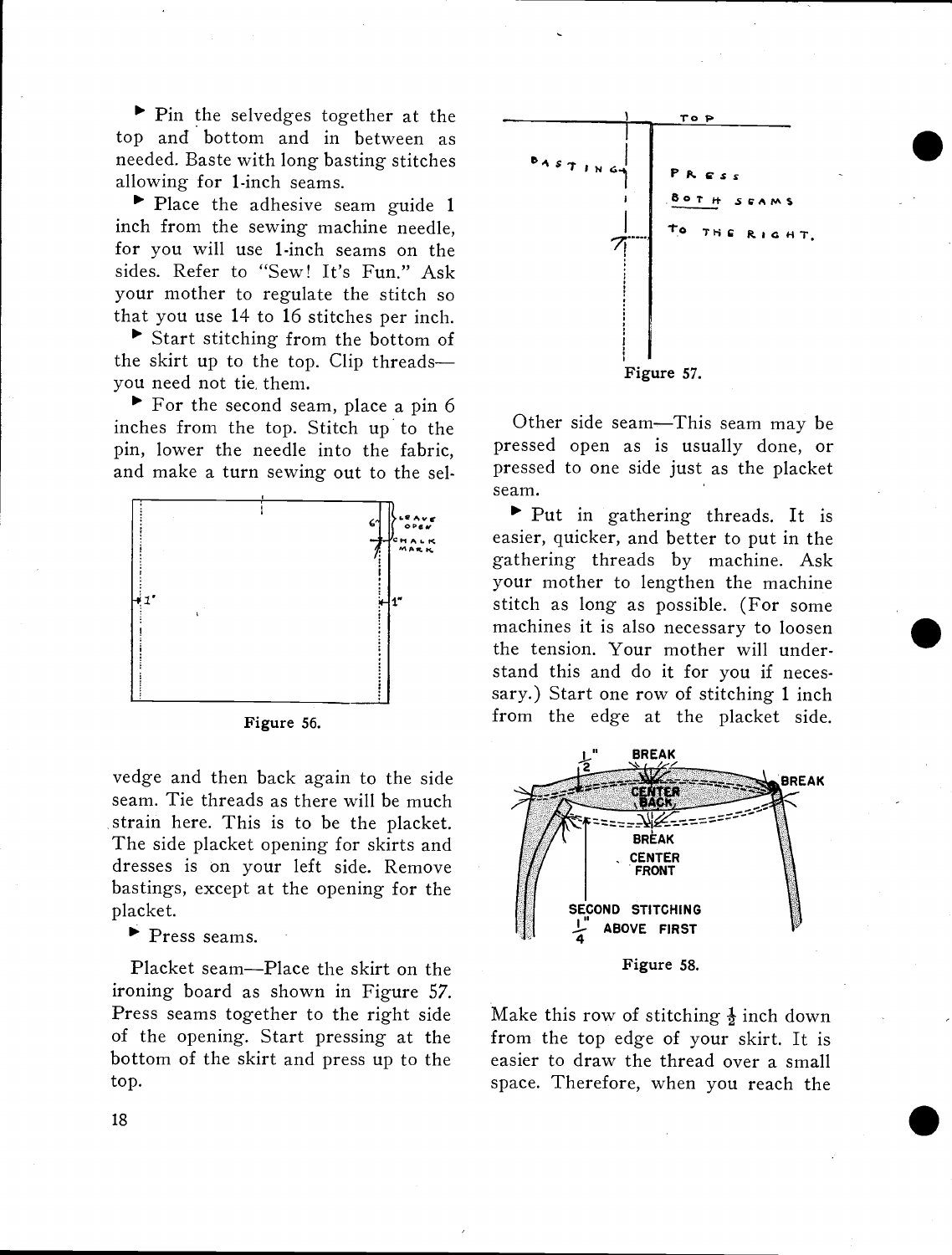▸ Pin the selvedges together at the top and bottom and in between as needed. Baste with long basting stitches allowing for 1-inch seams.

▸ Place the adhesive seam guide 1 inch from the sewing machine needle, for you will use 1-inch seams on the sides. Refer to "Sew! It's Fun." Ask your mother to regulate the stitch so that you use 14 to 16 stitches per inch.

▸ Start stitching from the bottom of the skirt up to the top. Clip threads—you need not tie them.

▸ For the second seam, place a pin 6 inches from the top. Stitch up to the pin, lower the needle into the fabric, and make a turn sewing out to the selvedge and then back again to the side seam. Tie threads as there will be much strain here. This is to be the placket. The side placket opening for skirts and dresses is on your left side. Remove bastings, except at the opening for the placket.

Figure 56.

▸ Press seams.

Placket seam—Place the skirt on the ironing board as shown in Figure 57. Press seams together to the right side of the opening. Start pressing at the bottom of the skirt and press up to the top.

Figure 57.

Other side seam—This seam may be pressed open as is usually done, or pressed to one side just as the placket seam.

▸ Put in gathering threads. It is easier, quicker, and better to put in the gathering threads by machine. Ask your mother to lengthen the machine stitch as long as possible. (For some machines it is also necessary to loosen the tension. Your mother will understand this and do it for you if necessary.) Start one row of stitching 1 inch from the edge at the placket side.

Figure 58.

Make this row of stitching ½ inch down from the top edge of your skirt. It is easier to draw the thread over a small space. Therefore, when you reach the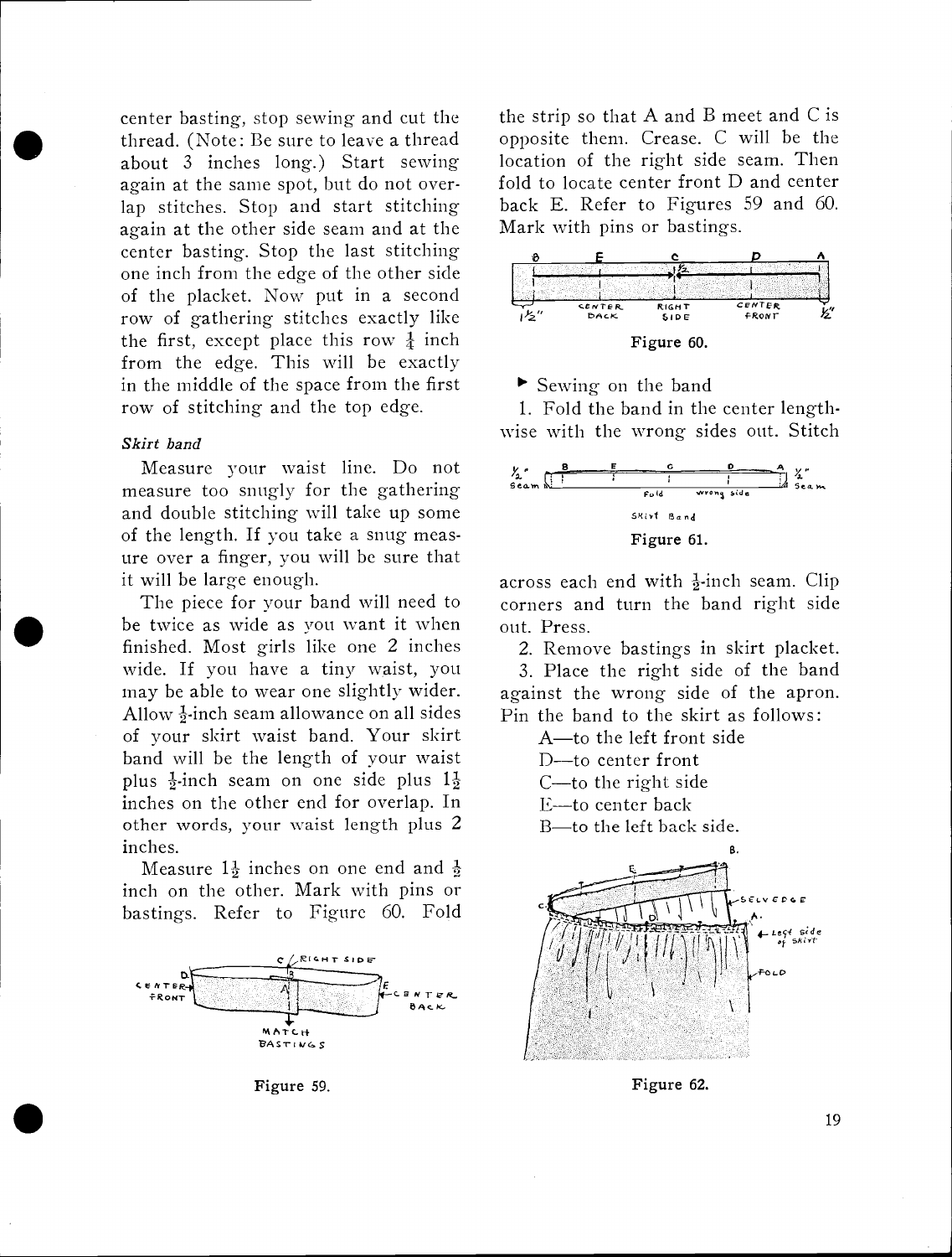center basting, stop sewing and cut the thread. (Note: Be sure to leave a thread about 3 inches long.) Start sewing again at the same spot, but do not overlap stitches. Stop and start stitching again at the other side seam and at the center basting. Stop the last stitching one inch from the edge of the other side of the placket. Now put in a second row of gathering stitches exactly like the first, except place this row ¼ inch from the edge. This will be exactly in the middle of the space from the first row of stitching and the top edge.

*Skirt band*

Measure your waist line. Do not measure too snugly for the gathering and double stitching will take up some of the length. If you take a snug measure over a finger, you will be sure that it will be large enough.

The piece for your band will need to be twice as wide as you want it when finished. Most girls like one 2 inches wide. If you have a tiny waist, you may be able to wear one slightly wider. Allow ½-inch seam allowance on all sides of your skirt waist band. Your skirt band will be the length of your waist plus ½-inch seam on one side plus 1½ inches on the other end for overlap. In other words, your waist length plus 2 inches.

Measure 1½ inches on one end and ½ inch on the other. Mark with pins or bastings. Refer to Figure 60. Fold the strip so that A and B meet and C is opposite them. Crease. C will be the location of the right side seam. Then fold to locate center front D and center back E. Refer to Figures 59 and 60. Mark with pins or bastings.

Figure 59.

Figure 60.

► Sewing on the band

1. Fold the band in the center lengthwise with the wrong sides out. Stitch across each end with ½-inch seam. Clip corners and turn the band right side out. Press.

Figure 61.

2. Remove bastings in skirt placket.

3. Place the right side of the band against the wrong side of the apron. Pin the band to the skirt as follows:

A—to the left front side
D—to center front
C—to the right side
E—to center back
B—to the left back side.

Figure 62.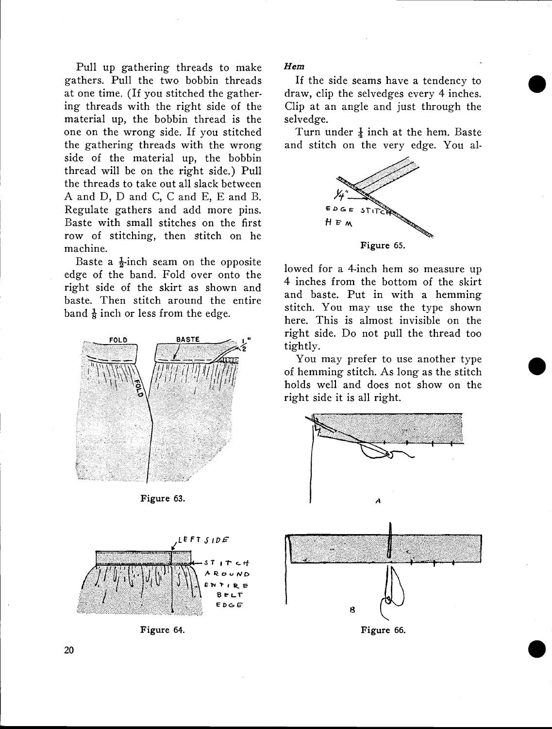Pull up gathering threads to make gathers. Pull the two bobbin threads at one time. (If you stitched the gathering threads with the right side of the material up, the bobbin thread is the one on the wrong side. If you stitched the gathering threads with the wrong side of the material up, the bobbin thread will be on the right side.) Pull the threads to take out all slack between A and D, D and C, C and E, E and B. Regulate gathers and add more pins. Baste with small stitches on the first row of stitching, then stitch on he machine.

Baste a ½-inch seam on the opposite edge of the band. Fold over onto the right side of the skirt as shown and baste. Then stitch around the entire band ⅛ inch or less from the edge.

Figure 63.

Figure 64.

*Hem*

If the side seams have a tendency to draw, clip the selvedges every 4 inches. Clip at an angle and just through the selvedge.

Turn under ¼ inch at the hem. Baste and stitch on the very edge. You allowed for a 4-inch hem so measure up 4 inches from the bottom of the skirt and baste. Put in with a hemming stitch. You may use the type shown here. This is almost invisible on the right side. Do not pull the thread too tightly.

Figure 65.

You may prefer to use another type of hemming stitch. As long as the stitch holds well and does not show on the right side it is all right.

Figure 66.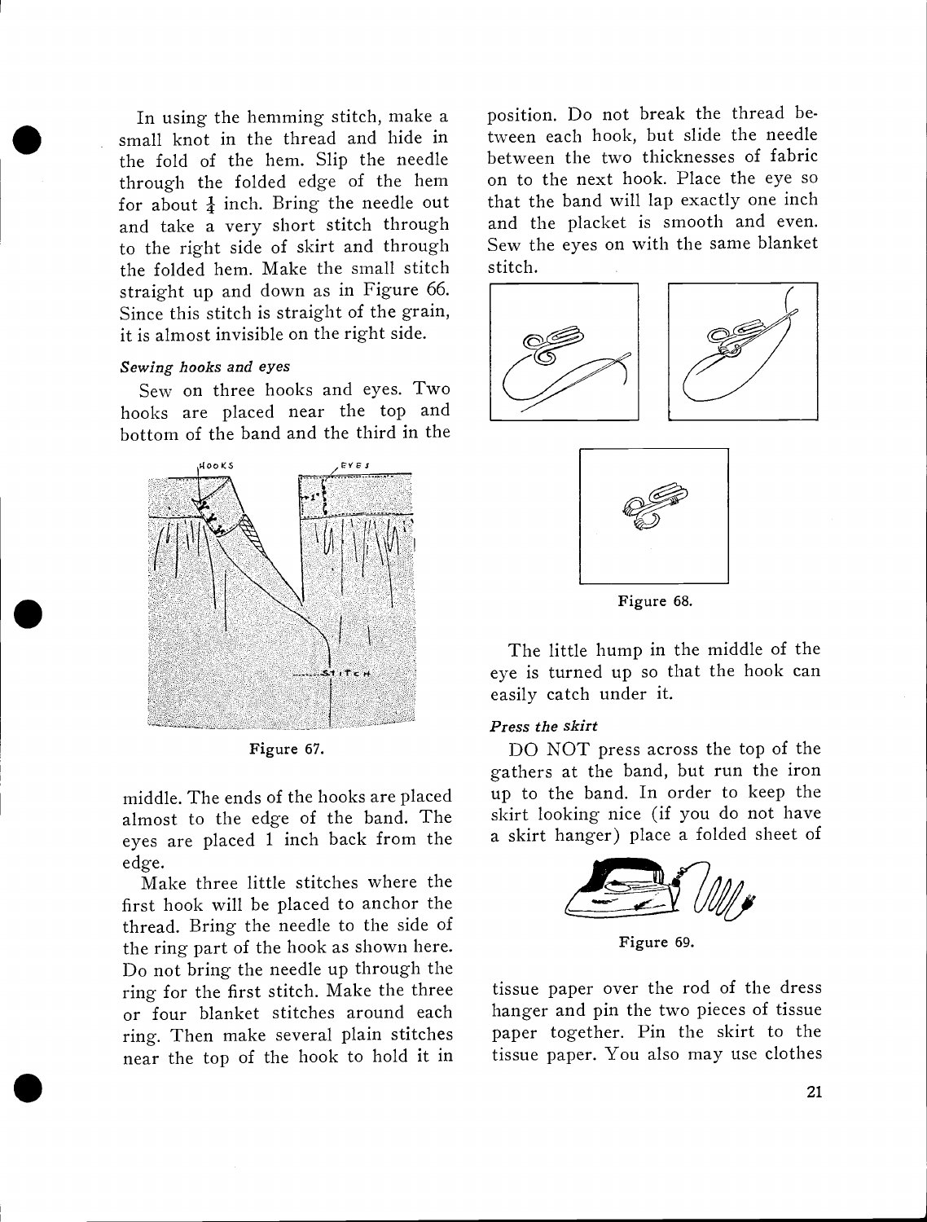In using the hemming stitch, make a small knot in the thread and hide in the fold of the hem. Slip the needle through the folded edge of the hem for about $\frac{1}{4}$ inch. Bring the needle out and take a very short stitch through to the right side of skirt and through the folded hem. Make the small stitch straight up and down as in Figure 66. Since this stitch is straight of the grain, it is almost invisible on the right side.

*Sewing hooks and eyes*

Sew on three hooks and eyes. Two hooks are placed near the top and bottom of the band and the third in the middle. The ends of the hooks are placed almost to the edge of the band. The eyes are placed 1 inch back from the edge.

Figure 67.

Make three little stitches where the first hook will be placed to anchor the thread. Bring the needle to the side of the ring part of the hook as shown here. Do not bring the needle up through the ring for the first stitch. Make the three or four blanket stitches around each ring. Then make several plain stitches near the top of the hook to hold it in position. Do not break the thread between each hook, but slide the needle between the two thicknesses of fabric on to the next hook. Place the eye so that the band will lap exactly one inch and the placket is smooth and even. Sew the eyes on with the same blanket stitch.

Figure 68.

The little hump in the middle of the eye is turned up so that the hook can easily catch under it.

*Press the skirt*

DO NOT press across the top of the gathers at the band, but run the iron up to the band. In order to keep the skirt looking nice (if you do not have a skirt hanger) place a folded sheet of tissue paper over the rod of the dress hanger and pin the two pieces of tissue paper together. Pin the skirt to the tissue paper. You also may use clothes

Figure 69.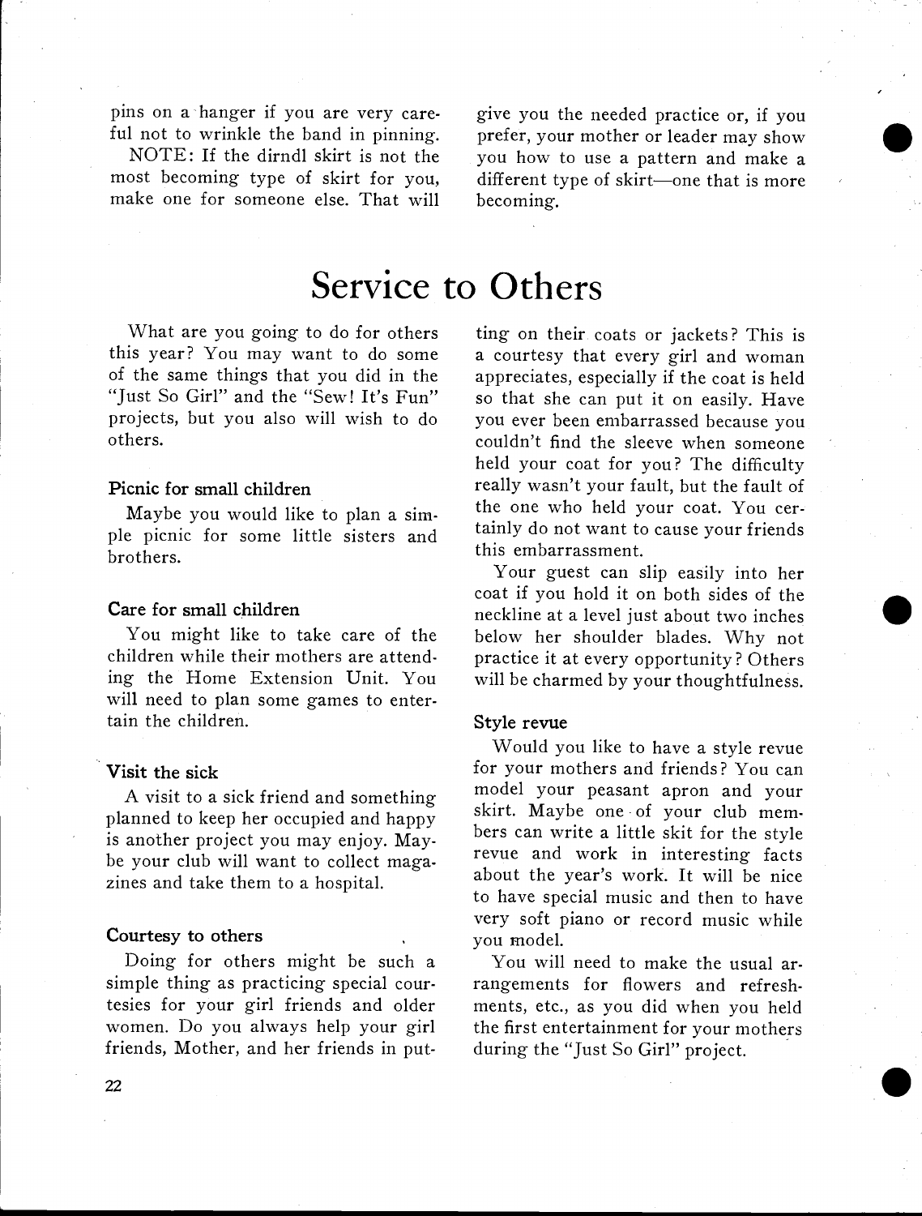pins on a hanger if you are very careful not to wrinkle the band in pinning.

NOTE: If the dirndl skirt is not the most becoming type of skirt for you, make one for someone else. That will give you the needed practice or, if you prefer, your mother or leader may show you how to use a pattern and make a different type of skirt—one that is more becoming.

# Service to Others

What are you going to do for others this year? You may want to do some of the same things that you did in the "Just So Girl" and the "Sew! It's Fun" projects, but you also will wish to do others.

### Picnic for small children

Maybe you would like to plan a simple picnic for some little sisters and brothers.

### Care for small children

You might like to take care of the children while their mothers are attending the Home Extension Unit. You will need to plan some games to entertain the children.

### Visit the sick

A visit to a sick friend and something planned to keep her occupied and happy is another project you may enjoy. Maybe your club will want to collect magazines and take them to a hospital.

### Courtesy to others

Doing for others might be such a simple thing as practicing special courtesies for your girl friends and older women. Do you always help your girl friends, Mother, and her friends in putting on their coats or jackets? This is a courtesy that every girl and woman appreciates, especially if the coat is held so that she can put it on easily. Have you ever been embarrassed because you couldn't find the sleeve when someone held your coat for you? The difficulty really wasn't your fault, but the fault of the one who held your coat. You certainly do not want to cause your friends this embarrassment.

Your guest can slip easily into her coat if you hold it on both sides of the neckline at a level just about two inches below her shoulder blades. Why not practice it at every opportunity? Others will be charmed by your thoughtfulness.

### Style revue

Would you like to have a style revue for your mothers and friends? You can model your peasant apron and your skirt. Maybe one of your club members can write a little skit for the style revue and work in interesting facts about the year's work. It will be nice to have special music and then to have very soft piano or record music while you model.

You will need to make the usual arrangements for flowers and refreshments, etc., as you did when you held the first entertainment for your mothers during the "Just So Girl" project.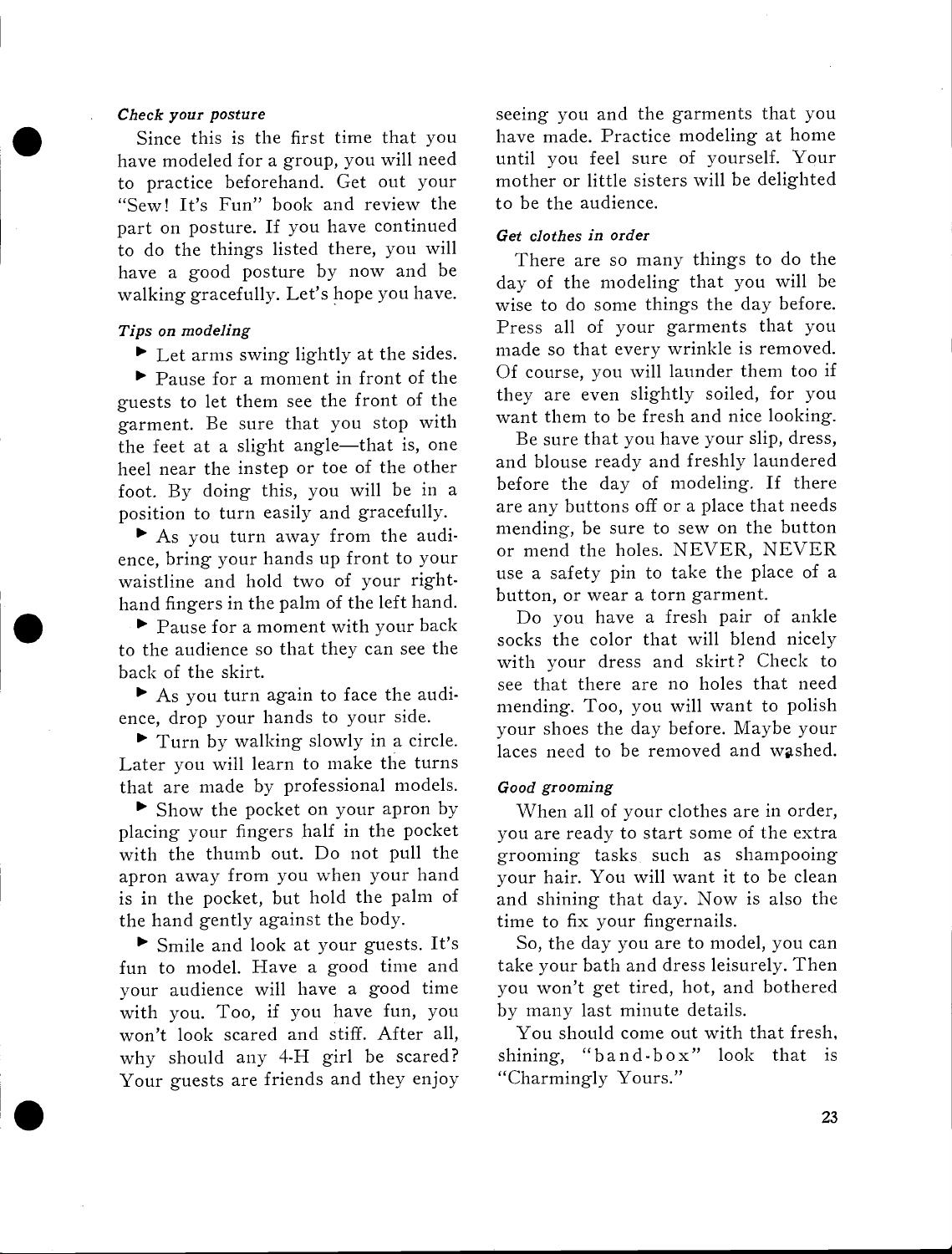### *Check your posture*

Since this is the first time that you have modeled for a group, you will need to practice beforehand. Get out your "Sew! It's Fun" book and review the part on posture. If you have continued to do the things listed there, you will have a good posture by now and be walking gracefully. Let's hope you have.

### *Tips on modeling*

- Let arms swing lightly at the sides.
- Pause for a moment in front of the guests to let them see the front of the garment. Be sure that you stop with the feet at a slight angle—that is, one heel near the instep or toe of the other foot. By doing this, you will be in a position to turn easily and gracefully.
- As you turn away from the audience, bring your hands up front to your waistline and hold two of your right-hand fingers in the palm of the left hand.
- Pause for a moment with your back to the audience so that they can see the back of the skirt.
- As you turn again to face the audience, drop your hands to your side.
- Turn by walking slowly in a circle. Later you will learn to make the turns that are made by professional models.
- Show the pocket on your apron by placing your fingers half in the pocket with the thumb out. Do not pull the apron away from you when your hand is in the pocket, but hold the palm of the hand gently against the body.
- Smile and look at your guests. It's fun to model. Have a good time and your audience will have a good time with you. Too, if you have fun, you won't look scared and stiff. After all, why should any 4-H girl be scared? Your guests are friends and they enjoy seeing you and the garments that you have made. Practice modeling at home until you feel sure of yourself. Your mother or little sisters will be delighted to be the audience.

### *Get clothes in order*

There are so many things to do the day of the modeling that you will be wise to do some things the day before. Press all of your garments that you made so that every wrinkle is removed. Of course, you will launder them too if they are even slightly soiled, for you want them to be fresh and nice looking.

Be sure that you have your slip, dress, and blouse ready and freshly laundered before the day of modeling. If there are any buttons off or a place that needs mending, be sure to sew on the button or mend the holes. NEVER, NEVER use a safety pin to take the place of a button, or wear a torn garment.

Do you have a fresh pair of ankle socks the color that will blend nicely with your dress and skirt? Check to see that there are no holes that need mending. Too, you will want to polish your shoes the day before. Maybe your laces need to be removed and washed.

### *Good grooming*

When all of your clothes are in order, you are ready to start some of the extra grooming tasks such as shampooing your hair. You will want it to be clean and shining that day. Now is also the time to fix your fingernails.

So, the day you are to model, you can take your bath and dress leisurely. Then you won't get tired, hot, and bothered by many last minute details.

You should come out with that fresh, shining, "band-box" look that is "Charmingly Yours."